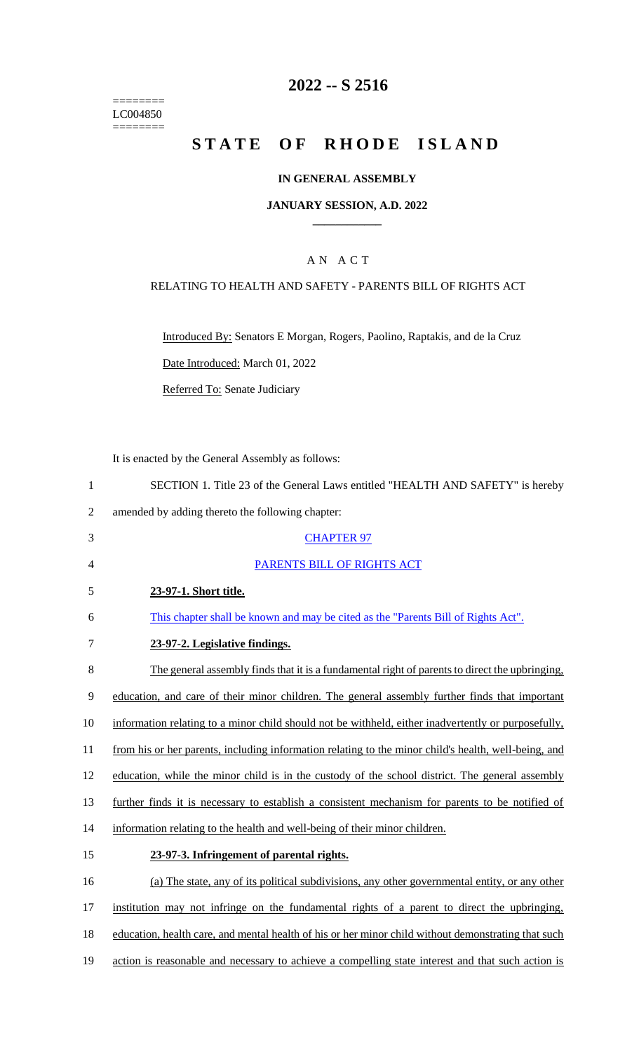========
LC004850
========

# 2022 -- S 2516

# STATE OF RHODE ISLAND

## IN GENERAL ASSEMBLY

### JANUARY SESSION, A.D. 2022

AN ACT

RELATING TO HEALTH AND SAFETY - PARENTS BILL OF RIGHTS ACT

Introduced By: Senators E Morgan, Rogers, Paolino, Raptakis, and de la Cruz

Date Introduced: March 01, 2022

Referred To: Senate Judiciary

It is enacted by the General Assembly as follows:

1 SECTION 1. Title 23 of the General Laws entitled "HEALTH AND SAFETY" is hereby
2 amended by adding thereto the following chapter:

3 CHAPTER 97

4 PARENTS BILL OF RIGHTS ACT

5 **23-97-1. Short title.**

6 This chapter shall be known and may be cited as the "Parents Bill of Rights Act".

7 **23-97-2. Legislative findings.**

8 The general assembly finds that it is a fundamental right of parents to direct the upbringing,
9 education, and care of their minor children. The general assembly further finds that important
10 information relating to a minor child should not be withheld, either inadvertently or purposefully,
11 from his or her parents, including information relating to the minor child's health, well-being, and
12 education, while the minor child is in the custody of the school district. The general assembly
13 further finds it is necessary to establish a consistent mechanism for parents to be notified of
14 information relating to the health and well-being of their minor children.

15 **23-97-3. Infringement of parental rights.**

16 (a) The state, any of its political subdivisions, any other governmental entity, or any other
17 institution may not infringe on the fundamental rights of a parent to direct the upbringing,
18 education, health care, and mental health of his or her minor child without demonstrating that such
19 action is reasonable and necessary to achieve a compelling state interest and that such action is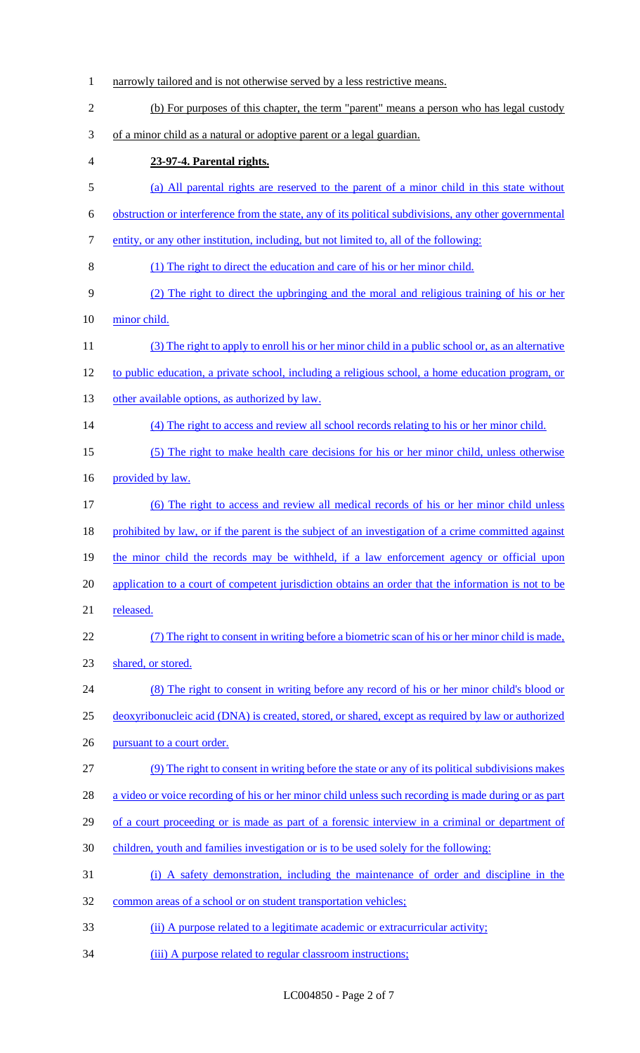narrowly tailored and is not otherwise served by a less restrictive means.

(b) For purposes of this chapter, the term "parent" means a person who has legal custody of a minor child as a natural or adoptive parent or a legal guardian.

**23-97-4. Parental rights.**

(a) All parental rights are reserved to the parent of a minor child in this state without obstruction or interference from the state, any of its political subdivisions, any other governmental entity, or any other institution, including, but not limited to, all of the following:

(1) The right to direct the education and care of his or her minor child.

(2) The right to direct the upbringing and the moral and religious training of his or her minor child.

(3) The right to apply to enroll his or her minor child in a public school or, as an alternative to public education, a private school, including a religious school, a home education program, or other available options, as authorized by law.

(4) The right to access and review all school records relating to his or her minor child.

(5) The right to make health care decisions for his or her minor child, unless otherwise provided by law.

(6) The right to access and review all medical records of his or her minor child unless prohibited by law, or if the parent is the subject of an investigation of a crime committed against the minor child the records may be withheld, if a law enforcement agency or official upon application to a court of competent jurisdiction obtains an order that the information is not to be released.

(7) The right to consent in writing before a biometric scan of his or her minor child is made, shared, or stored.

(8) The right to consent in writing before any record of his or her minor child's blood or deoxyribonucleic acid (DNA) is created, stored, or shared, except as required by law or authorized pursuant to a court order.

(9) The right to consent in writing before the state or any of its political subdivisions makes a video or voice recording of his or her minor child unless such recording is made during or as part of a court proceeding or is made as part of a forensic interview in a criminal or department of children, youth and families investigation or is to be used solely for the following:

(i) A safety demonstration, including the maintenance of order and discipline in the common areas of a school or on student transportation vehicles;

(ii) A purpose related to a legitimate academic or extracurricular activity;

(iii) A purpose related to regular classroom instructions;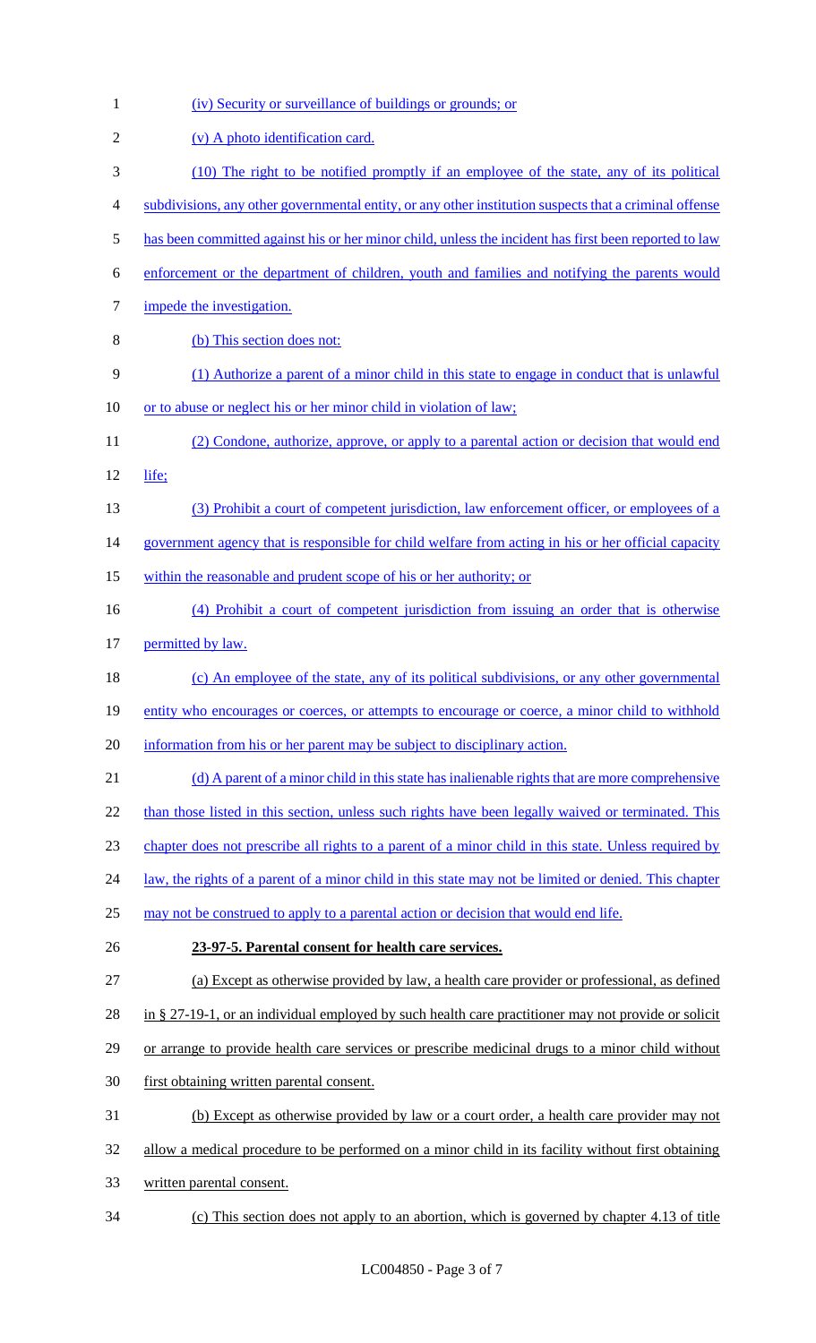(iv) Security or surveillance of buildings or grounds; or

(v) A photo identification card.

(10) The right to be notified promptly if an employee of the state, any of its political subdivisions, any other governmental entity, or any other institution suspects that a criminal offense has been committed against his or her minor child, unless the incident has first been reported to law enforcement or the department of children, youth and families and notifying the parents would impede the investigation.

(b) This section does not:

(1) Authorize a parent of a minor child in this state to engage in conduct that is unlawful or to abuse or neglect his or her minor child in violation of law;

(2) Condone, authorize, approve, or apply to a parental action or decision that would end life;

(3) Prohibit a court of competent jurisdiction, law enforcement officer, or employees of a government agency that is responsible for child welfare from acting in his or her official capacity within the reasonable and prudent scope of his or her authority; or

(4) Prohibit a court of competent jurisdiction from issuing an order that is otherwise permitted by law.

(c) An employee of the state, any of its political subdivisions, or any other governmental entity who encourages or coerces, or attempts to encourage or coerce, a minor child to withhold information from his or her parent may be subject to disciplinary action.

(d) A parent of a minor child in this state has inalienable rights that are more comprehensive than those listed in this section, unless such rights have been legally waived or terminated. This chapter does not prescribe all rights to a parent of a minor child in this state. Unless required by law, the rights of a parent of a minor child in this state may not be limited or denied. This chapter may not be construed to apply to a parental action or decision that would end life.

**23-97-5. Parental consent for health care services.**

(a) Except as otherwise provided by law, a health care provider or professional, as defined in § 27-19-1, or an individual employed by such health care practitioner may not provide or solicit or arrange to provide health care services or prescribe medicinal drugs to a minor child without first obtaining written parental consent.

(b) Except as otherwise provided by law or a court order, a health care provider may not allow a medical procedure to be performed on a minor child in its facility without first obtaining written parental consent.

(c) This section does not apply to an abortion, which is governed by chapter 4.13 of title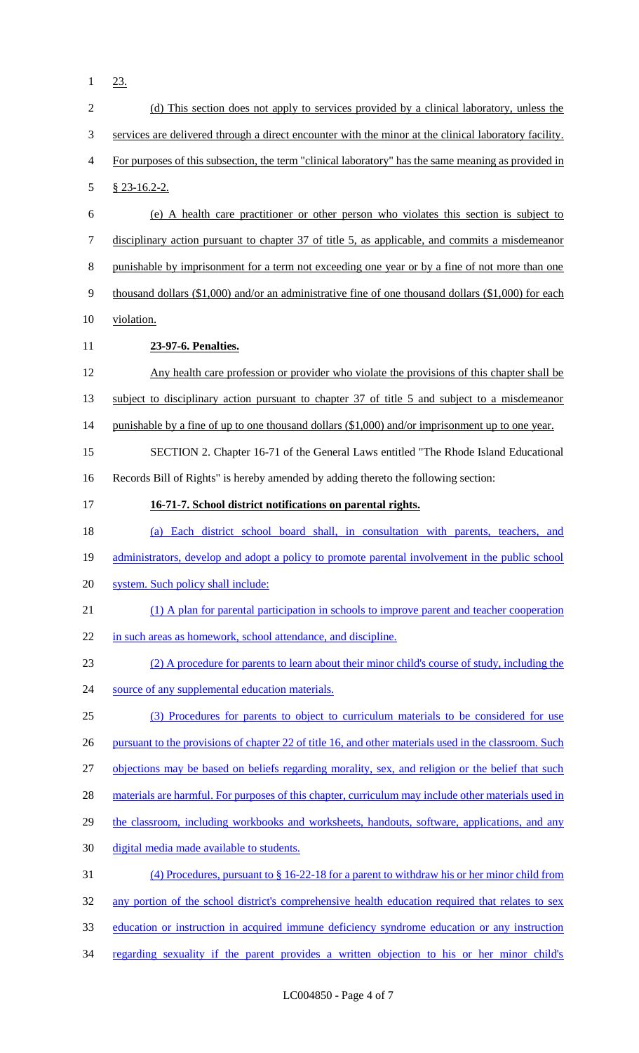23.

(d) This section does not apply to services provided by a clinical laboratory, unless the services are delivered through a direct encounter with the minor at the clinical laboratory facility. For purposes of this subsection, the term "clinical laboratory" has the same meaning as provided in § 23-16.2-2.

(e) A health care practitioner or other person who violates this section is subject to disciplinary action pursuant to chapter 37 of title 5, as applicable, and commits a misdemeanor punishable by imprisonment for a term not exceeding one year or by a fine of not more than one thousand dollars ($1,000) and/or an administrative fine of one thousand dollars ($1,000) for each violation.

**23-97-6. Penalties.**

Any health care profession or provider who violate the provisions of this chapter shall be subject to disciplinary action pursuant to chapter 37 of title 5 and subject to a misdemeanor punishable by a fine of up to one thousand dollars ($1,000) and/or imprisonment up to one year.

SECTION 2. Chapter 16-71 of the General Laws entitled "The Rhode Island Educational Records Bill of Rights" is hereby amended by adding thereto the following section:

**16-71-7. School district notifications on parental rights.**

(a) Each district school board shall, in consultation with parents, teachers, and administrators, develop and adopt a policy to promote parental involvement in the public school system. Such policy shall include:

(1) A plan for parental participation in schools to improve parent and teacher cooperation in such areas as homework, school attendance, and discipline.

(2) A procedure for parents to learn about their minor child's course of study, including the source of any supplemental education materials.

(3) Procedures for parents to object to curriculum materials to be considered for use pursuant to the provisions of chapter 22 of title 16, and other materials used in the classroom. Such objections may be based on beliefs regarding morality, sex, and religion or the belief that such materials are harmful. For purposes of this chapter, curriculum may include other materials used in the classroom, including workbooks and worksheets, handouts, software, applications, and any digital media made available to students.

(4) Procedures, pursuant to § 16-22-18 for a parent to withdraw his or her minor child from any portion of the school district's comprehensive health education required that relates to sex education or instruction in acquired immune deficiency syndrome education or any instruction regarding sexuality if the parent provides a written objection to his or her minor child's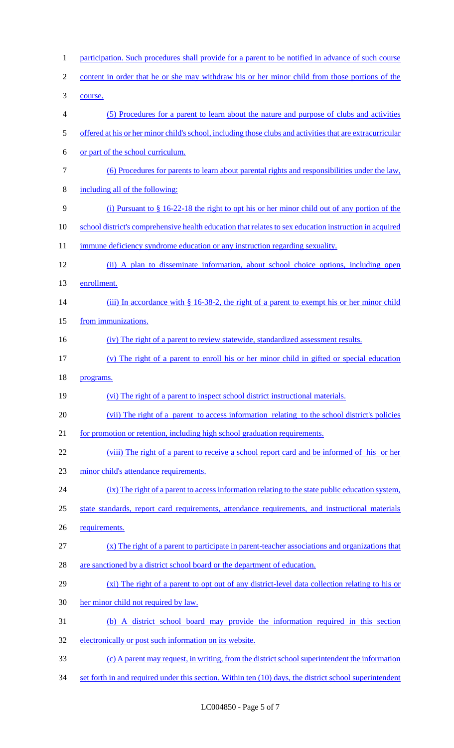participation. Such procedures shall provide for a parent to be notified in advance of such course content in order that he or she may withdraw his or her minor child from those portions of the course.

(5) Procedures for a parent to learn about the nature and purpose of clubs and activities offered at his or her minor child's school, including those clubs and activities that are extracurricular or part of the school curriculum.

(6) Procedures for parents to learn about parental rights and responsibilities under the law, including all of the following:

(i) Pursuant to § 16-22-18 the right to opt his or her minor child out of any portion of the school district's comprehensive health education that relates to sex education instruction in acquired immune deficiency syndrome education or any instruction regarding sexuality.

(ii) A plan to disseminate information, about school choice options, including open enrollment.

(iii) In accordance with § 16-38-2, the right of a parent to exempt his or her minor child from immunizations.

(iv) The right of a parent to review statewide, standardized assessment results.

(v) The right of a parent to enroll his or her minor child in gifted or special education programs.

(vi) The right of a parent to inspect school district instructional materials.

(vii) The right of a parent to access information relating to the school district's policies for promotion or retention, including high school graduation requirements.

(viii) The right of a parent to receive a school report card and be informed of his or her minor child's attendance requirements.

(ix) The right of a parent to access information relating to the state public education system, state standards, report card requirements, attendance requirements, and instructional materials requirements.

(x) The right of a parent to participate in parent-teacher associations and organizations that are sanctioned by a district school board or the department of education.

(xi) The right of a parent to opt out of any district-level data collection relating to his or her minor child not required by law.

(b) A district school board may provide the information required in this section electronically or post such information on its website.

(c) A parent may request, in writing, from the district school superintendent the information set forth in and required under this section. Within ten (10) days, the district school superintendent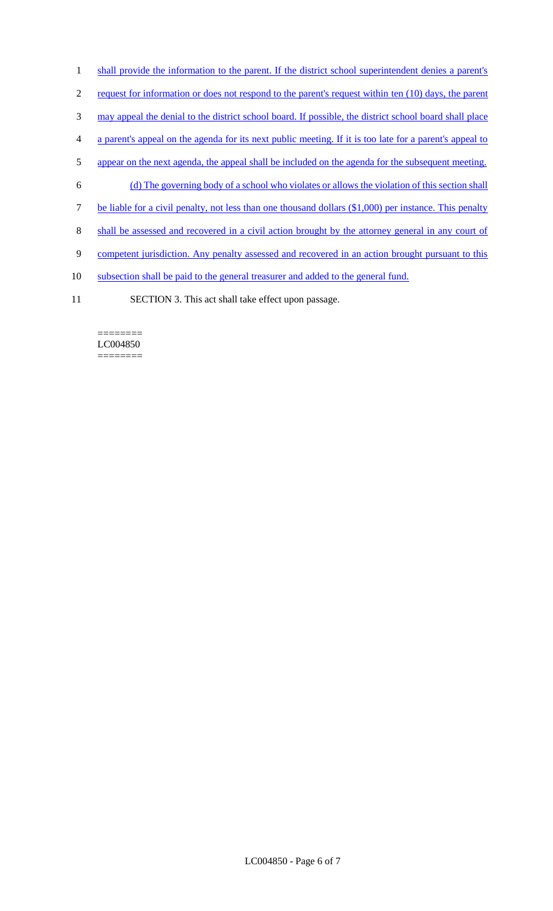shall provide the information to the parent. If the district school superintendent denies a parent's request for information or does not respond to the parent's request within ten (10) days, the parent may appeal the denial to the district school board. If possible, the district school board shall place a parent's appeal on the agenda for its next public meeting. If it is too late for a parent's appeal to appear on the next agenda, the appeal shall be included on the agenda for the subsequent meeting.

(d) The governing body of a school who violates or allows the violation of this section shall be liable for a civil penalty, not less than one thousand dollars ($1,000) per instance. This penalty shall be assessed and recovered in a civil action brought by the attorney general in any court of competent jurisdiction. Any penalty assessed and recovered in an action brought pursuant to this subsection shall be paid to the general treasurer and added to the general fund.

SECTION 3. This act shall take effect upon passage.

========
LC004850
========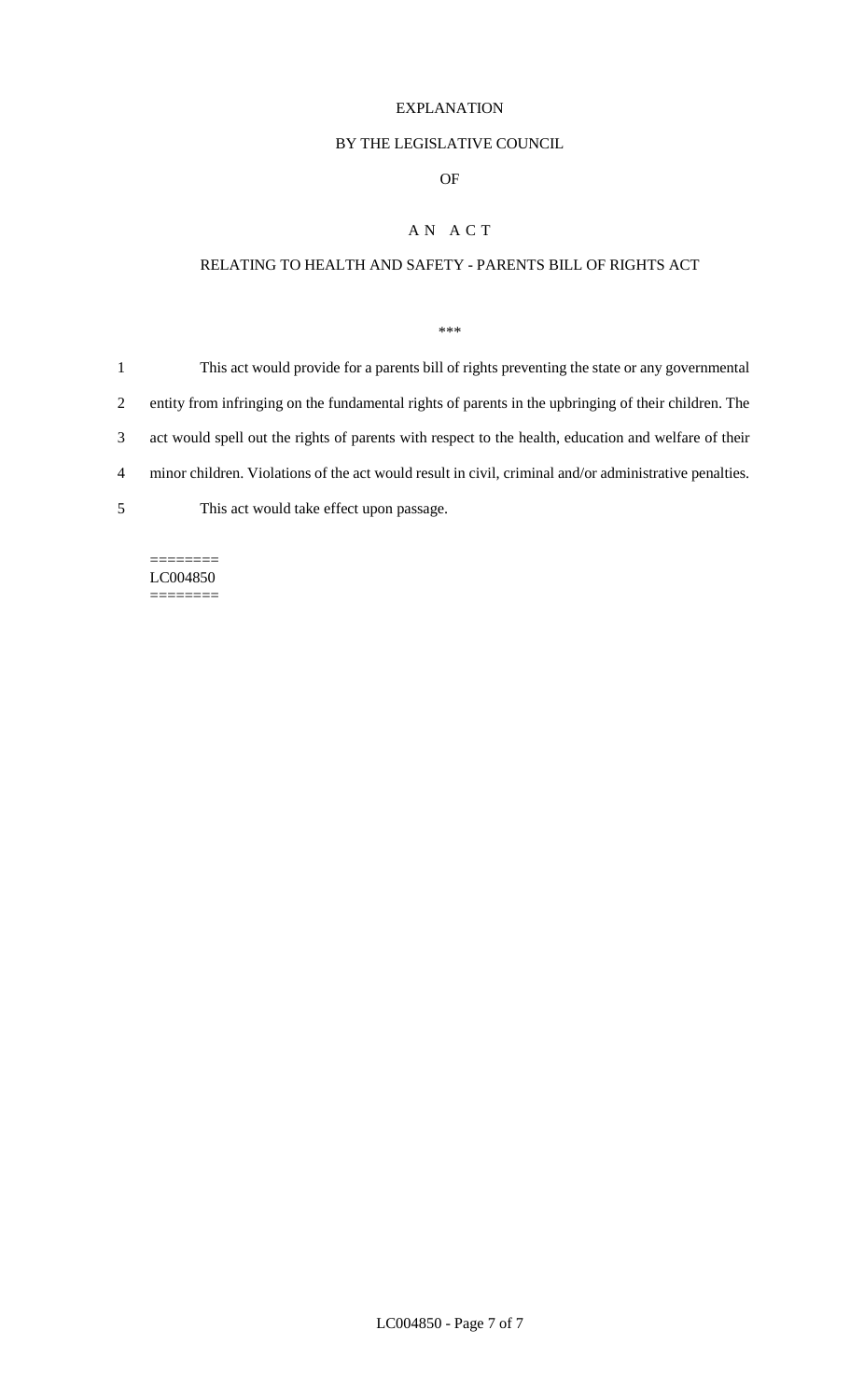EXPLANATION

BY THE LEGISLATIVE COUNCIL

OF

A N A C T

RELATING TO HEALTH AND SAFETY - PARENTS BILL OF RIGHTS ACT

\*\*\*

1 This act would provide for a parents bill of rights preventing the state or any governmental
2 entity from infringing on the fundamental rights of parents in the upbringing of their children. The
3 act would spell out the rights of parents with respect to the health, education and welfare of their
4 minor children. Violations of the act would result in civil, criminal and/or administrative penalties.
5 This act would take effect upon passage.

========
LC004850
========